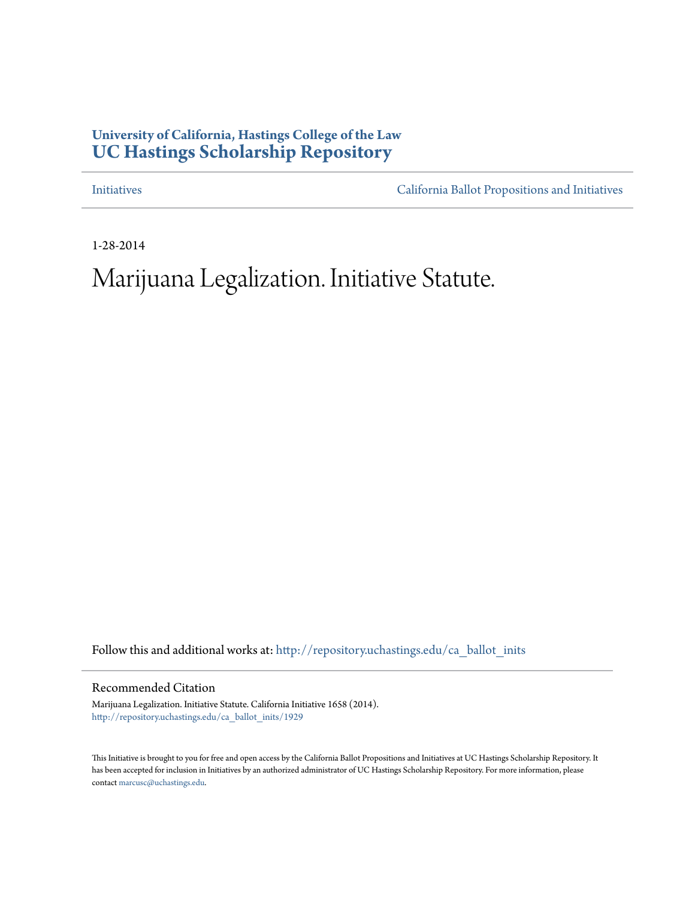**University of California, Hastings College of the Law**
## UC Hastings Scholarship Repository

Initiatives | California Ballot Propositions and Initiatives

1-28-2014

# Marijuana Legalization. Initiative Statute.

Follow this and additional works at: http://repository.uchastings.edu/ca_ballot_inits

### Recommended Citation

Marijuana Legalization. Initiative Statute. California Initiative 1658 (2014).
http://repository.uchastings.edu/ca_ballot_inits/1929

This Initiative is brought to you for free and open access by the California Ballot Propositions and Initiatives at UC Hastings Scholarship Repository. It has been accepted for inclusion in Initiatives by an authorized administrator of UC Hastings Scholarship Repository. For more information, please contact marcusc@uchastings.edu.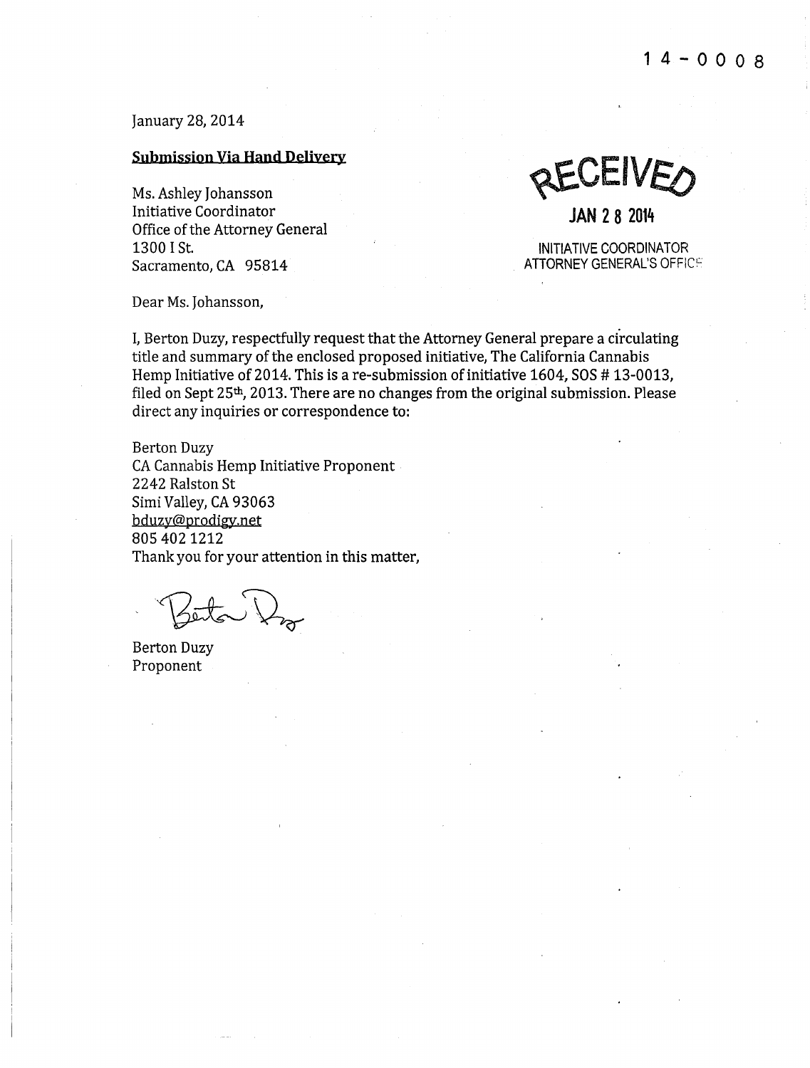14-0008

January 28, 2014

**Submission Via Hand Delivery**

Ms. Ashley Johansson
Initiative Coordinator
Office of the Attorney General
1300 I St.
Sacramento, CA 95814

RECEIVED

JAN 28 2014

INITIATIVE COORDINATOR
ATTORNEY GENERAL'S OFFICE

Dear Ms. Johansson,

I, Berton Duzy, respectfully request that the Attorney General prepare a circulating title and summary of the enclosed proposed initiative, The California Cannabis Hemp Initiative of 2014. This is a re-submission of initiative 1604, SOS # 13-0013, filed on Sept 25th, 2013. There are no changes from the original submission. Please direct any inquiries or correspondence to:

Berton Duzy
CA Cannabis Hemp Initiative Proponent
2242 Ralston St
Simi Valley, CA 93063
bduzy@prodigy.net
805 402 1212
Thank you for your attention in this matter,

Berton Duzy
Proponent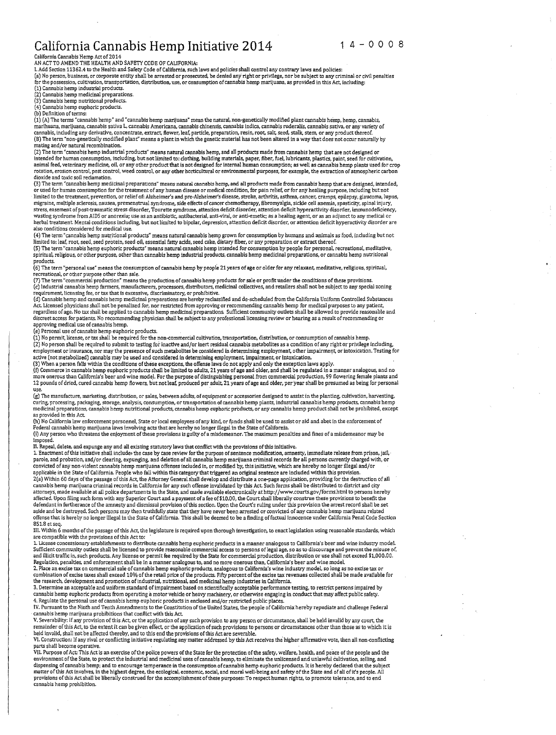# California Cannabis Hemp Initiative 2014

14-0008

California Cannabis Hemp Act of 2014

AN ACT TO AMEND THE HEALTH AND SAFETY CODE OF CALIFORNIA:

I. Add Section 11362.4 to the Health and Safety Code of California, such laws and policies shall control any contrary laws and policies:

(a) No person, business, or corporate entity shall be arrested or prosecuted, be denied any right or privilege, nor be subject to any criminal or civil penalties for the possession, cultivation, transportation, distribution, use, or consumption of cannabis hemp marijuana, as provided in this Act, including:

(1) Cannabis hemp industrial products.

(2) Cannabis hemp medicinal preparations.

(3) Cannabis hemp nutritional products.

(4) Cannabis hemp euphoric products.

(b) Definition of terms:

(1) (A) The terms "cannabis hemp" and "cannabis hemp marijuana" mean the natural, non-genetically modified plant cannabis hemp, hemp, cannabis, marihuana, marijuana, cannabis sativa L, cannabis Americana, cannabis chinensis, cannabis indica, cannabis ruderalis, cannabis sativa, or any variety of cannabis, including any derivative, concentrate, extract, flower, leaf, particle, preparation, resin, root, salt, seed, stalk, stem, or any product thereof.

(B) The term "non-genetically modified plant" means a plant in which the genetic material has not been altered in a way that does not occur naturally by mating and/or natural recombination.

(2) The term "cannabis hemp industrial products" means natural cannabis hemp, and all products made from cannabis hemp that are not designed or intended for human consumption, including, but not limited to: clothing, building materials, paper, fiber, fuel, lubricants, plastics, paint, seed for cultivation, animal feed, veterinary medicine, oil, or any other product that is not designed for internal human consumption; as well as cannabis hemp plants used for crop rotation, erosion control, pest control, weed control, or any other horticultural or environmental purposes, for example, the extraction of atmospheric carbon dioxide and toxic soil reclamation.

(3) The term "cannabis hemp medicinal preparations" means natural cannabis hemp, and all products made from cannabis hemp that are designed, intended, or used for human consumption for the treatment of any human disease or medical condition, for pain relief, or for any healing purpose, including but not limited to the treatment, prevention, or relief of: Alzheimer's and pre-Alzheimer's disease, stroke, arthritis, asthma, cancer, cramps, epilepsy, glaucoma, lupus, migraine, multiple sclerosis, nausea, premenstrual syndrome, side effects of cancer chemotherapy, fibromyalgia, sickle cell anemia, spasticity, spinal injury, stress, easement of post-traumatic stress disorder, Tourette syndrome, attention deficit disorder, attention deficit hyperactivity disorder, immunodeficiency, wasting syndrome from AIDS or anorexia; use as an antibiotic, antibacterial, anti-viral, or anti-emetic; as a healing agent, or as an adjunct to any medical or herbal treatment. Mental conditions including, but not limited to bipolar, depression, attention deficit disorder, or attention deficit hyperactivity disorder are also conditions considered for medical use.

(4) The term "cannabis hemp nutritional products" means natural cannabis hemp grown for consumption by humans and animals as food, including but not limited to: leaf, root, seed, seed protein, seed oil, essential fatty acids, seed cake, dietary fiber, or any preparation or extract thereof.

(5) The term "cannabis hemp euphoric products" means natural cannabis hemp intended for consumption by people for personal, recreational, meditative, spiritual, religious, or other purpose, other than cannabis hemp industrial products, cannabis hemp medicinal preparations, or cannabis hemp nutritional products.

(6) The term "personal use" means the consumption of cannabis hemp by people 21 years of age or older for any relaxant, meditative, religious, spiritual, recreational, or other purpose other than sale.

(7) The term "commercial production" means the production of cannabis hemp products for sale or profit under the conditions of these provisions.

(c) Industrial cannabis hemp farmers, manufacturers, processors, distributors, medicinal collectives, and retailers shall not be subject to any special zoning requirement, licensing fee, or tax that is excessive, discriminatory, or prohibitive.

(d) Cannabis hemp and cannabis hemp medicinal preparations are hereby reclassified and de-scheduled from the California Uniform Controlled Substances Act. Licensed physicians shall not be penalized for, nor restricted from approving or recommending cannabis hemp for medical purposes to any patient, regardless of age. No tax shall be applied to cannabis hemp medicinal preparations. Sufficient community outlets shall be allowed to provide reasonable and discreet access for patients. No recommending physician shall be subject to any professional licensing review or hearing as a result of recommending or approving medical use of cannabis hemp.

(e) Personal use of cannabis hemp euphoric products.

(1) No permit, license, or tax shall be required for the non-commercial cultivation, transportation, distribution, or consumption of cannabis hemp.

(2) No person shall be required to submit to testing for inactive and/or inert residual cannabis metabolites as a condition of any right or privilege including, employment or insurance, nor may the presence of such metabolites be considered in determining employment, other impairment, or intoxication. Testing for active (not metabolized) cannabis may be used and considered in determining employment, impairment, or intoxication.

(3) When a person falls within the conditions of these exceptions, the offense laws do not apply and only the exception laws apply.

(f) Commerce in cannabis hemp euphoric products shall be limited to adults, 21 years of age and older, and shall be regulated in a manner analogous, and no more onerous than California's beer and wine model. For the purpose of distinguishing personal from commercial production, 99 flowering female plants and 12 pounds of dried, cured cannabis hemp flowers, but not leaf, produced per adult, 21 years of age and older, per year shall be presumed as being for personal use.

(g) The manufacture, marketing, distribution, or sales, between adults, of equipment or accessories designed to assist in the planting, cultivation, harvesting, curing, processing, packaging, storage, analysis, consumption, or transportation of cannabis hemp plants, industrial cannabis hemp products, cannabis hemp medicinal preparations, cannabis hemp nutritional products, cannabis hemp euphoric products, or any cannabis hemp product shall not be prohibited, except as provided in this Act.

(h) No California law enforcement personnel, State or local employees of any kind, or funds shall be used to assist or aid and abet in the enforcement of Federal cannabis hemp marijuana laws involving acts that are hereby no longer illegal in the State of California.

(i) Any person who threatens the enjoyment of these provisions is guilty of a misdemeanor. The maximum penalties and fines of a misdemeanor may be imposed.

II. Repeal, delete, and expunge any and all existing statutory laws that conflict with the provisions of this initiative.

1. Enactment of this initiative shall include: the case by case review for the purpose of sentence modification, amnesty, immediate release from prison, jail, parole, and probation, and/or clearing, expunging, and deletion of all cannabis hemp marijuana criminal records for all persons currently charged with, or convicted of any non-violent cannabis hemp marijuana offenses included in, or modified by, this initiative, which are hereby no longer illegal and/or applicable in the State of California. People who fall within this category that triggered an original sentence are included within this provision.

2(a) Within 60 days of the passage of this Act, the Attorney General shall develop and distribute a one-page application, providing for the destruction of all cannabis hemp marijuana criminal records in California for any such offense invalidated by this Act. Such forms shall be distributed to district and city attorneys, made available at all police departments in the State, and made available electronically at http://www.courts.gov/forms.html to persons hereby affected. Upon filing such form with any Superior Court and a payment of a fee of $10.00, the Court shall liberally construe these provisions to benefit the defendant in furtherance of the amnesty and dismissal provision of this section. Upon the Court's ruling under this provision the arrest record shall be set aside and be destroyed. Such persons may then truthfully state that they have never been arrested or convicted of any cannabis hemp marijuana related offense that is hereby no longer illegal in the State of California. This shall be deemed to be a finding of factual innocence under California Penal Code Section 851.8 et seq.

III. Within 6 months of the passage of this Act, the legislature is required upon thorough investigation, to enact legislation using reasonable standards, which are compatible with the provisions of this Act to:

1. License concessionary establishments to distribute cannabis hemp euphoric products in a manner analogous to California's beer and wine industry model. Sufficient community outlets shall be licensed to provide reasonable commercial access to persons of legal age, so as to discourage and prevent the misuse of, and illicit traffic in, such products. Any license or permit fee required by the State for commercial production, distribution or use shall not exceed $1,000.00. Regulation, penalties, and enforcement shall be in a manner analogous to, and no more onerous than, California's beer and wine model.

2. Place an excise tax on commercial sale of cannabis hemp euphoric products, analogous to California's wine industry model, so long as no excise tax or combination of excise taxes shall exceed 10% of the retail price of the products. Fifty percent of the excise tax revenues collected shall be made available for the research, development and promotion of industrial, nutritional, and medicinal hemp industries in California.

3. Determine an acceptable and uniform standard of impairment based on scientifically acceptable performance testing, to restrict persons impaired by cannabis hemp euphoric products from operating a motor vehicle or heavy machinery, or otherwise engaging in conduct that may affect public safety.

4. Regulate the personal use of cannabis hemp euphoric products in enclosed and/or restricted public places.

IV. Pursuant to the Ninth and Tenth Amendments to the Constitution of the United States, the people of California hereby repudiate and challenge Federal cannabis hemp marijuana prohibitions that conflict with this Act.

V. Severability: If any provision of this Act, or the application of any such provision to any person or circumstance, shall be held invalid by any court, the remainder of this Act, to the extent it can be given effect, or the application of such provisions to persons or circumstances other than those as to which it is held invalid, shall not be affected thereby, and to this end the provisions of this Act are severable.

VI. Construction: If any rival or conflicting initiative regulating any matter addressed by this Act receives the higher affirmative vote, then all non-conflicting parts shall become operative.

VII. Purpose of Act: This Act is an exercise of the police powers of the State for the protection of the safety, welfare, health, and peace of the people and the environment of the State, to protect the industrial and medicinal uses of cannabis hemp, to eliminate the unlicensed and unlawful cultivation, selling, and dispensing of cannabis hemp; and to encourage temperance in the consumption of cannabis hemp euphoric products. It is hereby declared that the subject matter of this Act involves, in the highest degree, the ecological, economic, social, and moral well-being and safety of the State and of all of it's people. All provisions of this Act shall be liberally construed for the accomplishment of these purposes: To respect human rights, to promote tolerance, and to end cannabis hemp prohibition.